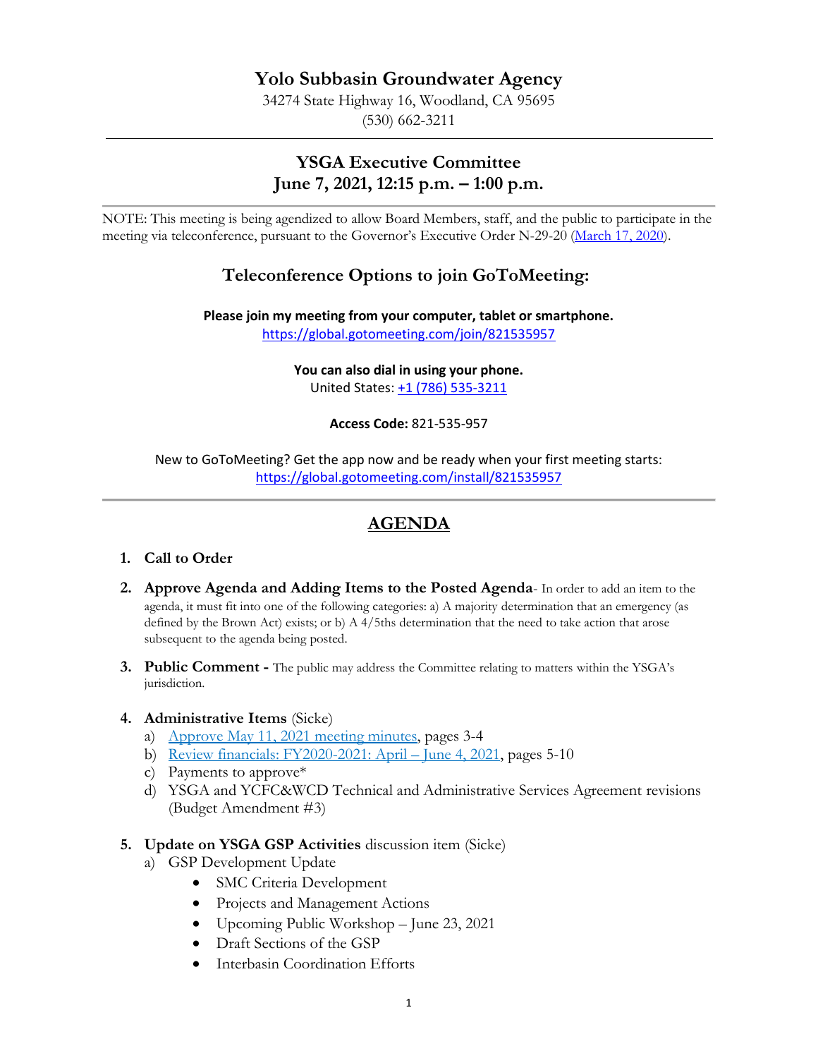# Yolo Subbasin Groundwater Agency

34274 State Highway 16, Woodland, CA 95695
(530) 662-3211

---

## YSGA Executive Committee
## June 7, 2021, 12:15 p.m. – 1:00 p.m.

NOTE: This meeting is being agendized to allow Board Members, staff, and the public to participate in the meeting via teleconference, pursuant to the Governor's Executive Order N-29-20 ([March 17, 2020](#)).

## Teleconference Options to join GoToMeeting:

**Please join my meeting from your computer, tablet or smartphone.**
https://global.gotomeeting.com/join/821535957

**You can also dial in using your phone.**
United States: +1 (786) 535-3211

**Access Code:** 821-535-957

New to GoToMeeting? Get the app now and be ready when your first meeting starts:
https://global.gotomeeting.com/install/821535957

---

## AGENDA

1. **Call to Order**

2. **Approve Agenda and Adding Items to the Posted Agenda**- In order to add an item to the agenda, it must fit into one of the following categories: a) A majority determination that an emergency (as defined by the Brown Act) exists; or b) A 4/5ths determination that the need to take action that arose subsequent to the agenda being posted.

3. **Public Comment -** The public may address the Committee relating to matters within the YSGA's jurisdiction.

4. **Administrative Items** (Sicke)
   a) Approve May 11, 2021 meeting minutes, pages 3-4
   b) Review financials: FY2020-2021: April – June 4, 2021, pages 5-10
   c) Payments to approve*
   d) YSGA and YCFC&WCD Technical and Administrative Services Agreement revisions (Budget Amendment #3)

5. **Update on YSGA GSP Activities** discussion item (Sicke)
   a) GSP Development Update
      - SMC Criteria Development
      - Projects and Management Actions
      - Upcoming Public Workshop – June 23, 2021
      - Draft Sections of the GSP
      - Interbasin Coordination Efforts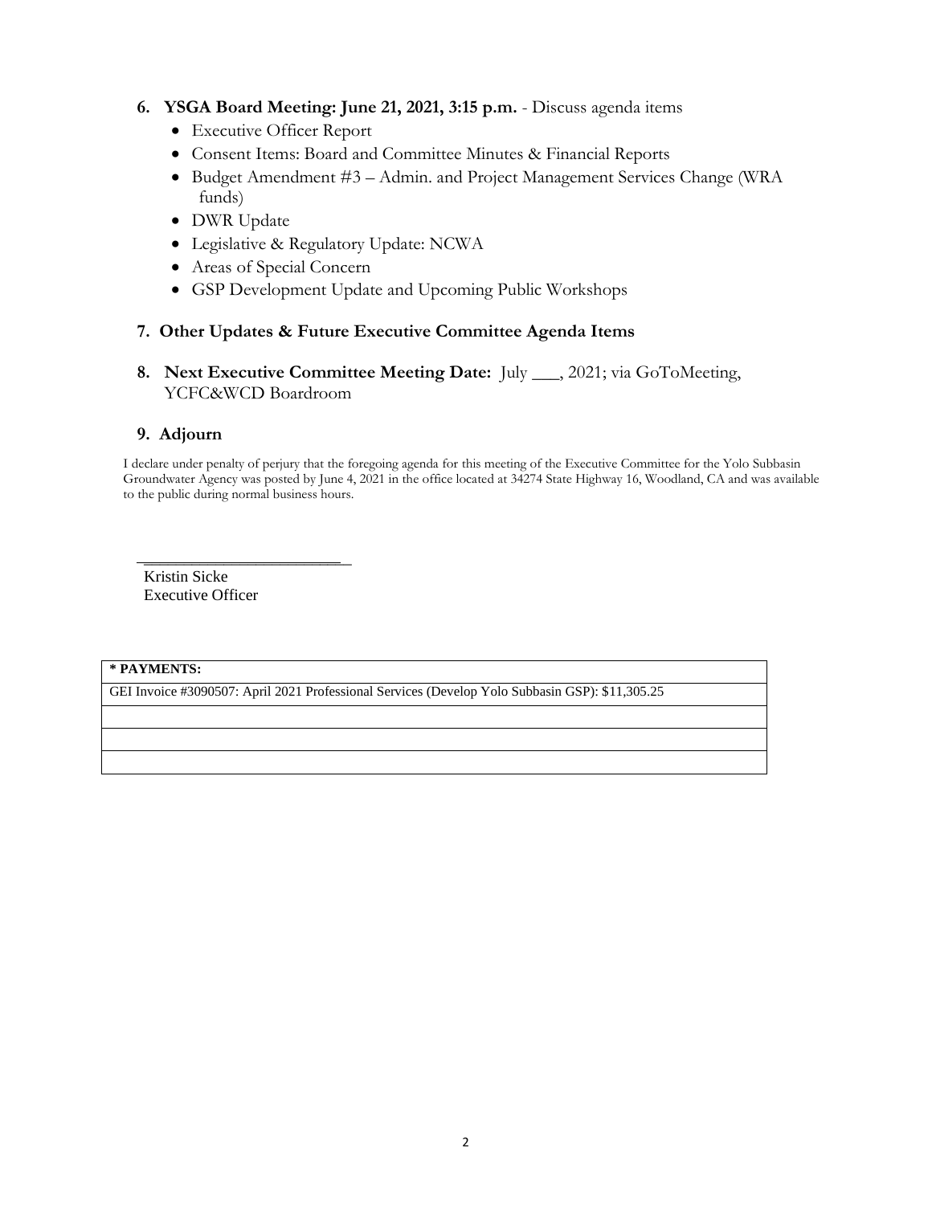6. **YSGA Board Meeting: June 21, 2021, 3:15 p.m.** - Discuss agenda items
   - Executive Officer Report
   - Consent Items: Board and Committee Minutes & Financial Reports
   - Budget Amendment #3 – Admin. and Project Management Services Change (WRA funds)
   - DWR Update
   - Legislative & Regulatory Update: NCWA
   - Areas of Special Concern
   - GSP Development Update and Upcoming Public Workshops

7. **Other Updates & Future Executive Committee Agenda Items**

8. **Next Executive Committee Meeting Date:** July ___, 2021; via GoToMeeting, YCFC&WCD Boardroom

9. **Adjourn**

I declare under penalty of perjury that the foregoing agenda for this meeting of the Executive Committee for the Yolo Subbasin Groundwater Agency was posted by June 4, 2021 in the office located at 34274 State Highway 16, Woodland, CA and was available to the public during normal business hours.

___________________________

Kristin Sicke
Executive Officer

| **\* PAYMENTS:** |
| --- |
| GEI Invoice #3090507: April 2021 Professional Services (Develop Yolo Subbasin GSP): $11,305.25 |
| |
| |
| |